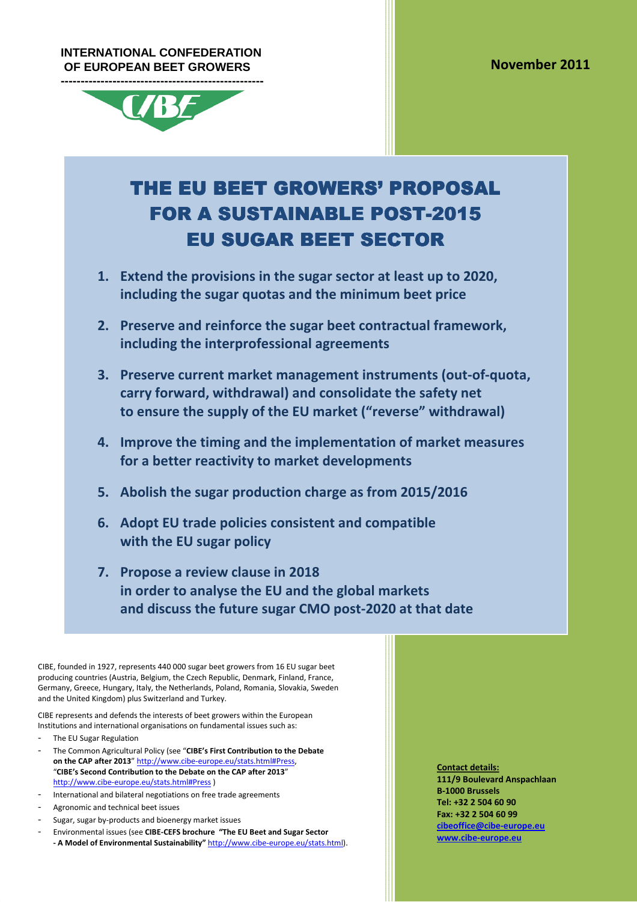**INTERNATIONAL CONFEDERATION OF EUROPEAN BEET GROWERS**

**November 2011**

# THE EU BEET GROWERS' PROPOSAL FOR A SUSTAINABLE POST-2015 EU SUGAR BEET SECTOR

1. **Extend the provisions in the sugar sector at least up to 2020, including the sugar quotas and the minimum beet price**
2. **Preserve and reinforce the sugar beet contractual framework, including the interprofessional agreements**
3. **Preserve current market management instruments (out-of-quota, carry forward, withdrawal) and consolidate the safety net to ensure the supply of the EU market ("reverse" withdrawal)**
4. **Improve the timing and the implementation of market measures for a better reactivity to market developments**
5. **Abolish the sugar production charge as from 2015/2016**
6. **Adopt EU trade policies consistent and compatible with the EU sugar policy**
7. **Propose a review clause in 2018 in order to analyse the EU and the global markets and discuss the future sugar CMO post-2020 at that date**

CIBE, founded in 1927, represents 440 000 sugar beet growers from 16 EU sugar beet producing countries (Austria, Belgium, the Czech Republic, Denmark, Finland, France, Germany, Greece, Hungary, Italy, the Netherlands, Poland, Romania, Slovakia, Sweden and the United Kingdom) plus Switzerland and Turkey.

CIBE represents and defends the interests of beet growers within the European Institutions and international organisations on fundamental issues such as:

- The EU Sugar Regulation
- The Common Agricultural Policy (see "**CIBE's First Contribution to the Debate on the CAP after 2013**" http://www.cibe-europe.eu/stats.html#Press, "**CIBE's Second Contribution to the Debate on the CAP after 2013**" http://www.cibe-europe.eu/stats.html#Press )
- International and bilateral negotiations on free trade agreements
- Agronomic and technical beet issues
- Sugar, sugar by-products and bioenergy market issues
- Environmental issues (see **CIBE-CEFS brochure "The EU Beet and Sugar Sector - A Model of Environmental Sustainability"** http://www.cibe-europe.eu/stats.html).

**Contact details:**
**111/9 Boulevard Anspachlaan**
**B-1000 Brussels**
**Tel: +32 2 504 60 90**
**Fax: +32 2 504 60 99**
**cibeoffice@cibe-europe.eu**
**www.cibe-europe.eu**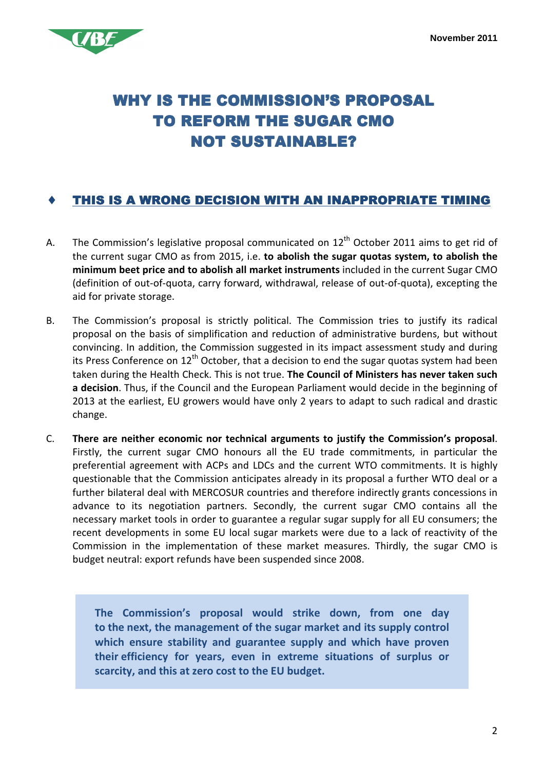# WHY IS THE COMMISSION'S PROPOSAL TO REFORM THE SUGAR CMO NOT SUSTAINABLE?

## ♦ THIS IS A WRONG DECISION WITH AN INAPPROPRIATE TIMING

A. The Commission's legislative proposal communicated on 12th October 2011 aims to get rid of the current sugar CMO as from 2015, i.e. **to abolish the sugar quotas system, to abolish the minimum beet price and to abolish all market instruments** included in the current Sugar CMO (definition of out-of-quota, carry forward, withdrawal, release of out-of-quota), excepting the aid for private storage.

B. The Commission's proposal is strictly political. The Commission tries to justify its radical proposal on the basis of simplification and reduction of administrative burdens, but without convincing. In addition, the Commission suggested in its impact assessment study and during its Press Conference on 12th October, that a decision to end the sugar quotas system had been taken during the Health Check. This is not true. **The Council of Ministers has never taken such a decision**. Thus, if the Council and the European Parliament would decide in the beginning of 2013 at the earliest, EU growers would have only 2 years to adapt to such radical and drastic change.

C. **There are neither economic nor technical arguments to justify the Commission's proposal**. Firstly, the current sugar CMO honours all the EU trade commitments, in particular the preferential agreement with ACPs and LDCs and the current WTO commitments. It is highly questionable that the Commission anticipates already in its proposal a further WTO deal or a further bilateral deal with MERCOSUR countries and therefore indirectly grants concessions in advance to its negotiation partners. Secondly, the current sugar CMO contains all the necessary market tools in order to guarantee a regular sugar supply for all EU consumers; the recent developments in some EU local sugar markets were due to a lack of reactivity of the Commission in the implementation of these market measures. Thirdly, the sugar CMO is budget neutral: export refunds have been suspended since 2008.

> **The Commission's proposal would strike down, from one day to the next, the management of the sugar market and its supply control which ensure stability and guarantee supply and which have proven their efficiency for years, even in extreme situations of surplus or scarcity, and this at zero cost to the EU budget.**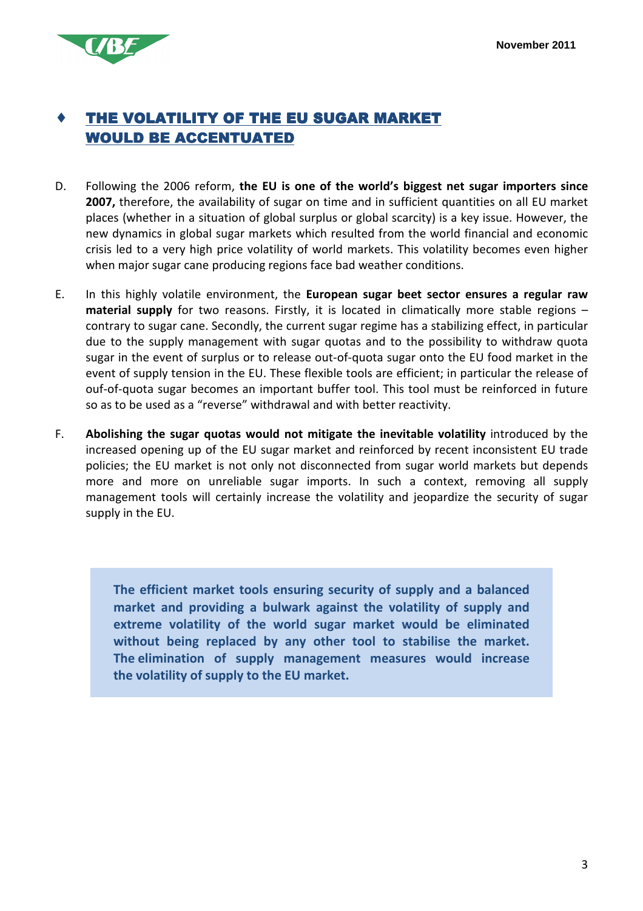## ♦ THE VOLATILITY OF THE EU SUGAR MARKET WOULD BE ACCENTUATED

D. Following the 2006 reform, **the EU is one of the world's biggest net sugar importers since 2007,** therefore, the availability of sugar on time and in sufficient quantities on all EU market places (whether in a situation of global surplus or global scarcity) is a key issue. However, the new dynamics in global sugar markets which resulted from the world financial and economic crisis led to a very high price volatility of world markets. This volatility becomes even higher when major sugar cane producing regions face bad weather conditions.

E. In this highly volatile environment, the **European sugar beet sector ensures a regular raw material supply** for two reasons. Firstly, it is located in climatically more stable regions – contrary to sugar cane. Secondly, the current sugar regime has a stabilizing effect, in particular due to the supply management with sugar quotas and to the possibility to withdraw quota sugar in the event of surplus or to release out-of-quota sugar onto the EU food market in the event of supply tension in the EU. These flexible tools are efficient; in particular the release of ouf-of-quota sugar becomes an important buffer tool. This tool must be reinforced in future so as to be used as a "reverse" withdrawal and with better reactivity.

F. **Abolishing the sugar quotas would not mitigate the inevitable volatility** introduced by the increased opening up of the EU sugar market and reinforced by recent inconsistent EU trade policies; the EU market is not only not disconnected from sugar world markets but depends more and more on unreliable sugar imports. In such a context, removing all supply management tools will certainly increase the volatility and jeopardize the security of sugar supply in the EU.

**The efficient market tools ensuring security of supply and a balanced market and providing a bulwark against the volatility of supply and extreme volatility of the world sugar market would be eliminated without being replaced by any other tool to stabilise the market. The elimination of supply management measures would increase the volatility of supply to the EU market.**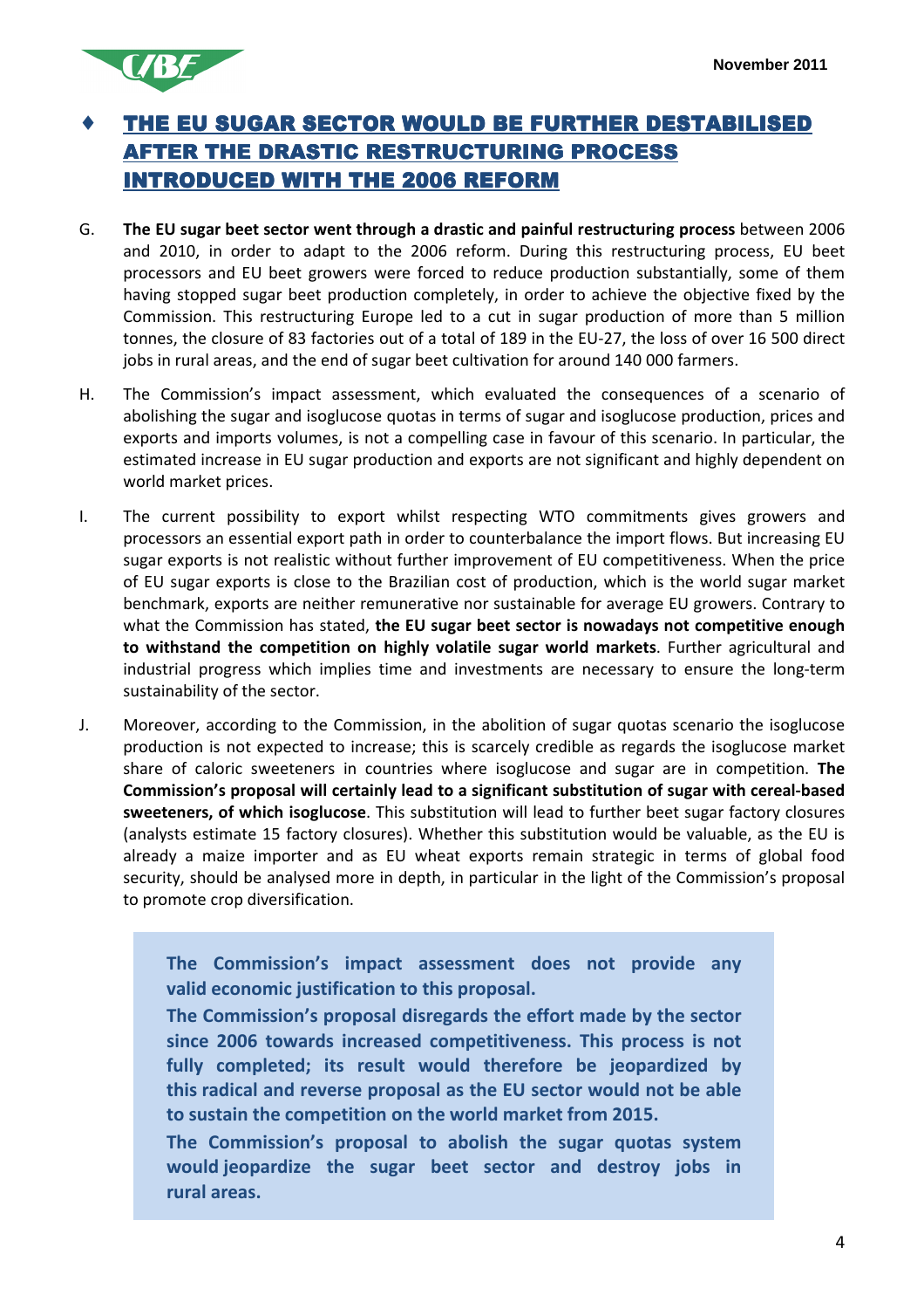## ♦ THE EU SUGAR SECTOR WOULD BE FURTHER DESTABILISED AFTER THE DRASTIC RESTRUCTURING PROCESS INTRODUCED WITH THE 2006 REFORM

G. **The EU sugar beet sector went through a drastic and painful restructuring process** between 2006 and 2010, in order to adapt to the 2006 reform. During this restructuring process, EU beet processors and EU beet growers were forced to reduce production substantially, some of them having stopped sugar beet production completely, in order to achieve the objective fixed by the Commission. This restructuring Europe led to a cut in sugar production of more than 5 million tonnes, the closure of 83 factories out of a total of 189 in the EU-27, the loss of over 16 500 direct jobs in rural areas, and the end of sugar beet cultivation for around 140 000 farmers.

H. The Commission's impact assessment, which evaluated the consequences of a scenario of abolishing the sugar and isoglucose quotas in terms of sugar and isoglucose production, prices and exports and imports volumes, is not a compelling case in favour of this scenario. In particular, the estimated increase in EU sugar production and exports are not significant and highly dependent on world market prices.

I. The current possibility to export whilst respecting WTO commitments gives growers and processors an essential export path in order to counterbalance the import flows. But increasing EU sugar exports is not realistic without further improvement of EU competitiveness. When the price of EU sugar exports is close to the Brazilian cost of production, which is the world sugar market benchmark, exports are neither remunerative nor sustainable for average EU growers. Contrary to what the Commission has stated, **the EU sugar beet sector is nowadays not competitive enough to withstand the competition on highly volatile sugar world markets**. Further agricultural and industrial progress which implies time and investments are necessary to ensure the long-term sustainability of the sector.

J. Moreover, according to the Commission, in the abolition of sugar quotas scenario the isoglucose production is not expected to increase; this is scarcely credible as regards the isoglucose market share of caloric sweeteners in countries where isoglucose and sugar are in competition. **The Commission's proposal will certainly lead to a significant substitution of sugar with cereal-based sweeteners, of which isoglucose**. This substitution will lead to further beet sugar factory closures (analysts estimate 15 factory closures). Whether this substitution would be valuable, as the EU is already a maize importer and as EU wheat exports remain strategic in terms of global food security, should be analysed more in depth, in particular in the light of the Commission's proposal to promote crop diversification.

**The Commission's impact assessment does not provide any valid economic justification to this proposal.**

**The Commission's proposal disregards the effort made by the sector since 2006 towards increased competitiveness. This process is not fully completed; its result would therefore be jeopardized by this radical and reverse proposal as the EU sector would not be able to sustain the competition on the world market from 2015.**

**The Commission's proposal to abolish the sugar quotas system would jeopardize the sugar beet sector and destroy jobs in rural areas.**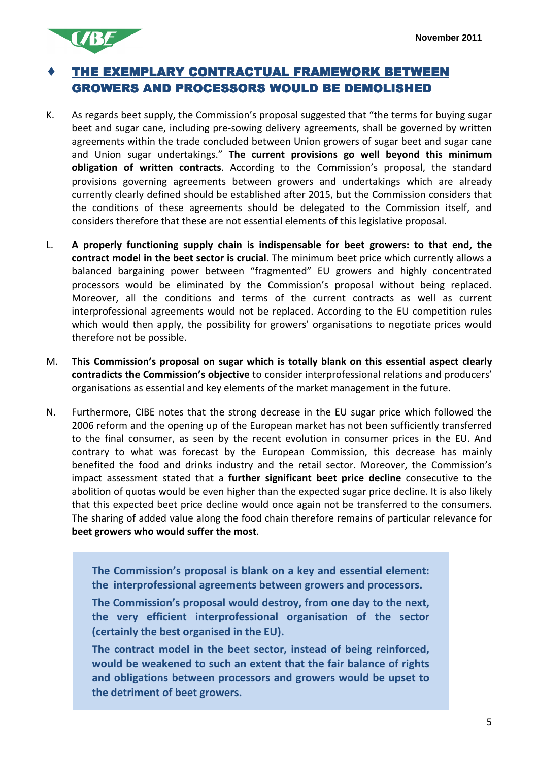## ♦ THE EXEMPLARY CONTRACTUAL FRAMEWORK BETWEEN GROWERS AND PROCESSORS WOULD BE DEMOLISHED

K. As regards beet supply, the Commission's proposal suggested that "the terms for buying sugar beet and sugar cane, including pre-sowing delivery agreements, shall be governed by written agreements within the trade concluded between Union growers of sugar beet and sugar cane and Union sugar undertakings." **The current provisions go well beyond this minimum obligation of written contracts**. According to the Commission's proposal, the standard provisions governing agreements between growers and undertakings which are already currently clearly defined should be established after 2015, but the Commission considers that the conditions of these agreements should be delegated to the Commission itself, and considers therefore that these are not essential elements of this legislative proposal.

L. **A properly functioning supply chain is indispensable for beet growers: to that end, the contract model in the beet sector is crucial**. The minimum beet price which currently allows a balanced bargaining power between "fragmented" EU growers and highly concentrated processors would be eliminated by the Commission's proposal without being replaced. Moreover, all the conditions and terms of the current contracts as well as current interprofessional agreements would not be replaced. According to the EU competition rules which would then apply, the possibility for growers' organisations to negotiate prices would therefore not be possible.

M. **This Commission's proposal on sugar which is totally blank on this essential aspect clearly contradicts the Commission's objective** to consider interprofessional relations and producers' organisations as essential and key elements of the market management in the future.

N. Furthermore, CIBE notes that the strong decrease in the EU sugar price which followed the 2006 reform and the opening up of the European market has not been sufficiently transferred to the final consumer, as seen by the recent evolution in consumer prices in the EU. And contrary to what was forecast by the European Commission, this decrease has mainly benefited the food and drinks industry and the retail sector. Moreover, the Commission's impact assessment stated that a **further significant beet price decline** consecutive to the abolition of quotas would be even higher than the expected sugar price decline. It is also likely that this expected beet price decline would once again not be transferred to the consumers. The sharing of added value along the food chain therefore remains of particular relevance for **beet growers who would suffer the most**.

**The Commission's proposal is blank on a key and essential element: the interprofessional agreements between growers and processors.**

**The Commission's proposal would destroy, from one day to the next, the very efficient interprofessional organisation of the sector (certainly the best organised in the EU).**

**The contract model in the beet sector, instead of being reinforced, would be weakened to such an extent that the fair balance of rights and obligations between processors and growers would be upset to the detriment of beet growers.**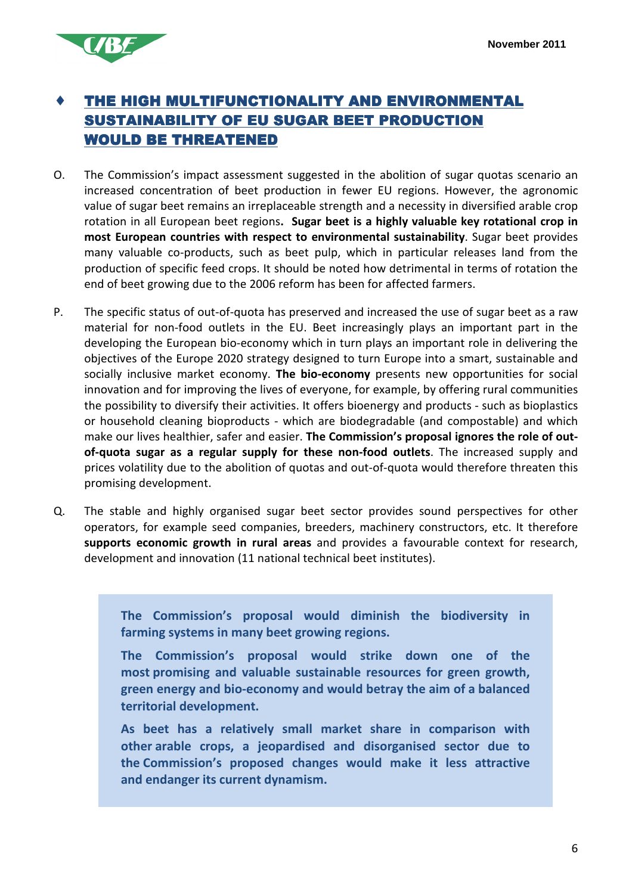## ♦ THE HIGH MULTIFUNCTIONALITY AND ENVIRONMENTAL SUSTAINABILITY OF EU SUGAR BEET PRODUCTION WOULD BE THREATENED

O. The Commission's impact assessment suggested in the abolition of sugar quotas scenario an increased concentration of beet production in fewer EU regions. However, the agronomic value of sugar beet remains an irreplaceable strength and a necessity in diversified arable crop rotation in all European beet regions**. Sugar beet is a highly valuable key rotational crop in most European countries with respect to environmental sustainability**. Sugar beet provides many valuable co-products, such as beet pulp, which in particular releases land from the production of specific feed crops. It should be noted how detrimental in terms of rotation the end of beet growing due to the 2006 reform has been for affected farmers.

P. The specific status of out-of-quota has preserved and increased the use of sugar beet as a raw material for non-food outlets in the EU. Beet increasingly plays an important part in the developing the European bio-economy which in turn plays an important role in delivering the objectives of the Europe 2020 strategy designed to turn Europe into a smart, sustainable and socially inclusive market economy. **The bio-economy** presents new opportunities for social innovation and for improving the lives of everyone, for example, by offering rural communities the possibility to diversify their activities. It offers bioenergy and products - such as bioplastics or household cleaning bioproducts - which are biodegradable (and compostable) and which make our lives healthier, safer and easier. **The Commission's proposal ignores the role of out-of-quota sugar as a regular supply for these non-food outlets**. The increased supply and prices volatility due to the abolition of quotas and out-of-quota would therefore threaten this promising development.

Q. The stable and highly organised sugar beet sector provides sound perspectives for other operators, for example seed companies, breeders, machinery constructors, etc. It therefore **supports economic growth in rural areas** and provides a favourable context for research, development and innovation (11 national technical beet institutes).

**The Commission's proposal would diminish the biodiversity in farming systems in many beet growing regions.**

**The Commission's proposal would strike down one of the most promising and valuable sustainable resources for green growth, green energy and bio-economy and would betray the aim of a balanced territorial development.**

**As beet has a relatively small market share in comparison with other arable crops, a jeopardised and disorganised sector due to the Commission's proposed changes would make it less attractive and endanger its current dynamism.**